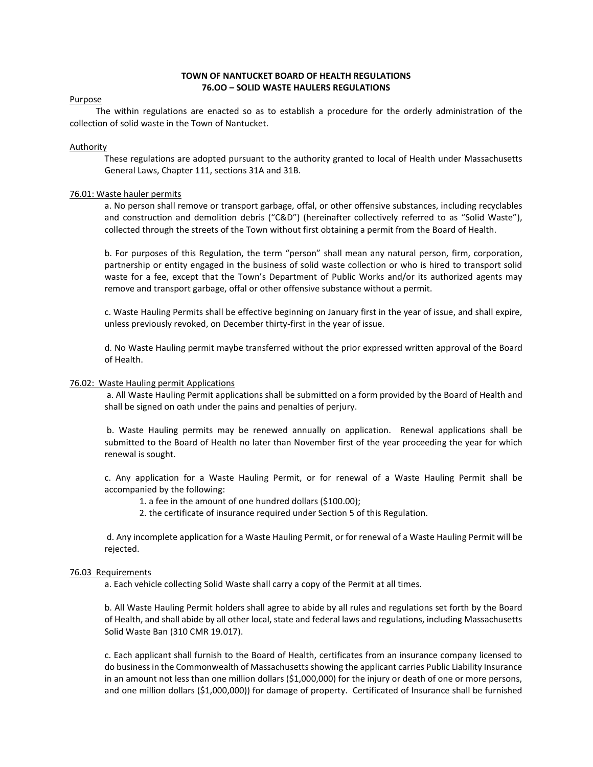# TOWN OF NANTUCKET BOARD OF HEALTH REGULATIONS
# 76.OO – SOLID WASTE HAULERS REGULATIONS

## Purpose

The within regulations are enacted so as to establish a procedure for the orderly administration of the collection of solid waste in the Town of Nantucket.

## Authority

These regulations are adopted pursuant to the authority granted to local of Health under Massachusetts General Laws, Chapter 111, sections 31A and 31B.

## 76.01: Waste hauler permits

a. No person shall remove or transport garbage, offal, or other offensive substances, including recyclables and construction and demolition debris ("C&D") (hereinafter collectively referred to as "Solid Waste"), collected through the streets of the Town without first obtaining a permit from the Board of Health.

b. For purposes of this Regulation, the term "person" shall mean any natural person, firm, corporation, partnership or entity engaged in the business of solid waste collection or who is hired to transport solid waste for a fee, except that the Town's Department of Public Works and/or its authorized agents may remove and transport garbage, offal or other offensive substance without a permit.

c. Waste Hauling Permits shall be effective beginning on January first in the year of issue, and shall expire, unless previously revoked, on December thirty-first in the year of issue.

d. No Waste Hauling permit maybe transferred without the prior expressed written approval of the Board of Health.

## 76.02: Waste Hauling permit Applications

a. All Waste Hauling Permit applications shall be submitted on a form provided by the Board of Health and shall be signed on oath under the pains and penalties of perjury.

b. Waste Hauling permits may be renewed annually on application. Renewal applications shall be submitted to the Board of Health no later than November first of the year proceeding the year for which renewal is sought.

c. Any application for a Waste Hauling Permit, or for renewal of a Waste Hauling Permit shall be accompanied by the following:

1. a fee in the amount of one hundred dollars ($100.00);
2. the certificate of insurance required under Section 5 of this Regulation.

d. Any incomplete application for a Waste Hauling Permit, or for renewal of a Waste Hauling Permit will be rejected.

## 76.03 Requirements

a. Each vehicle collecting Solid Waste shall carry a copy of the Permit at all times.

b. All Waste Hauling Permit holders shall agree to abide by all rules and regulations set forth by the Board of Health, and shall abide by all other local, state and federal laws and regulations, including Massachusetts Solid Waste Ban (310 CMR 19.017).

c. Each applicant shall furnish to the Board of Health, certificates from an insurance company licensed to do business in the Commonwealth of Massachusetts showing the applicant carries Public Liability Insurance in an amount not less than one million dollars ($1,000,000) for the injury or death of one or more persons, and one million dollars ($1,000,000)) for damage of property. Certificated of Insurance shall be furnished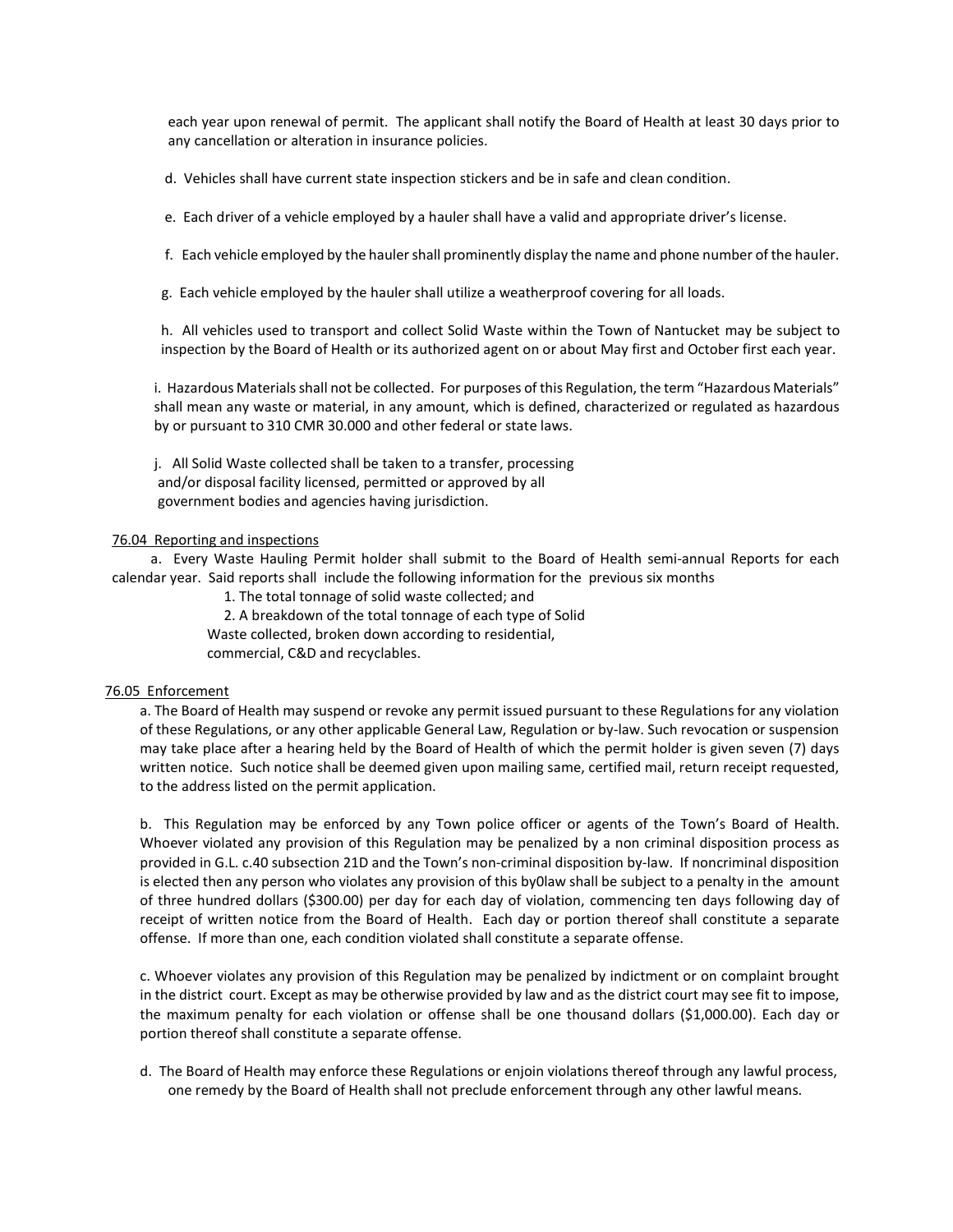each year upon renewal of permit. The applicant shall notify the Board of Health at least 30 days prior to any cancellation or alteration in insurance policies.

d. Vehicles shall have current state inspection stickers and be in safe and clean condition.

e. Each driver of a vehicle employed by a hauler shall have a valid and appropriate driver's license.

f. Each vehicle employed by the hauler shall prominently display the name and phone number of the hauler.

g. Each vehicle employed by the hauler shall utilize a weatherproof covering for all loads.

h. All vehicles used to transport and collect Solid Waste within the Town of Nantucket may be subject to inspection by the Board of Health or its authorized agent on or about May first and October first each year.

i. Hazardous Materials shall not be collected. For purposes of this Regulation, the term "Hazardous Materials" shall mean any waste or material, in any amount, which is defined, characterized or regulated as hazardous by or pursuant to 310 CMR 30.000 and other federal or state laws.

j. All Solid Waste collected shall be taken to a transfer, processing and/or disposal facility licensed, permitted or approved by all government bodies and agencies having jurisdiction.

76.04 Reporting and inspections

a. Every Waste Hauling Permit holder shall submit to the Board of Health semi-annual Reports for each calendar year. Said reports shall include the following information for the previous six months

1. The total tonnage of solid waste collected; and
2. A breakdown of the total tonnage of each type of Solid Waste collected, broken down according to residential, commercial, C&D and recyclables.

76.05 Enforcement

a. The Board of Health may suspend or revoke any permit issued pursuant to these Regulations for any violation of these Regulations, or any other applicable General Law, Regulation or by-law. Such revocation or suspension may take place after a hearing held by the Board of Health of which the permit holder is given seven (7) days written notice. Such notice shall be deemed given upon mailing same, certified mail, return receipt requested, to the address listed on the permit application.

b. This Regulation may be enforced by any Town police officer or agents of the Town's Board of Health. Whoever violated any provision of this Regulation may be penalized by a non criminal disposition process as provided in G.L. c.40 subsection 21D and the Town's non-criminal disposition by-law. If noncriminal disposition is elected then any person who violates any provision of this by0law shall be subject to a penalty in the amount of three hundred dollars ($300.00) per day for each day of violation, commencing ten days following day of receipt of written notice from the Board of Health. Each day or portion thereof shall constitute a separate offense. If more than one, each condition violated shall constitute a separate offense.

c. Whoever violates any provision of this Regulation may be penalized by indictment or on complaint brought in the district court. Except as may be otherwise provided by law and as the district court may see fit to impose, the maximum penalty for each violation or offense shall be one thousand dollars ($1,000.00). Each day or portion thereof shall constitute a separate offense.

d. The Board of Health may enforce these Regulations or enjoin violations thereof through any lawful process, one remedy by the Board of Health shall not preclude enforcement through any other lawful means.